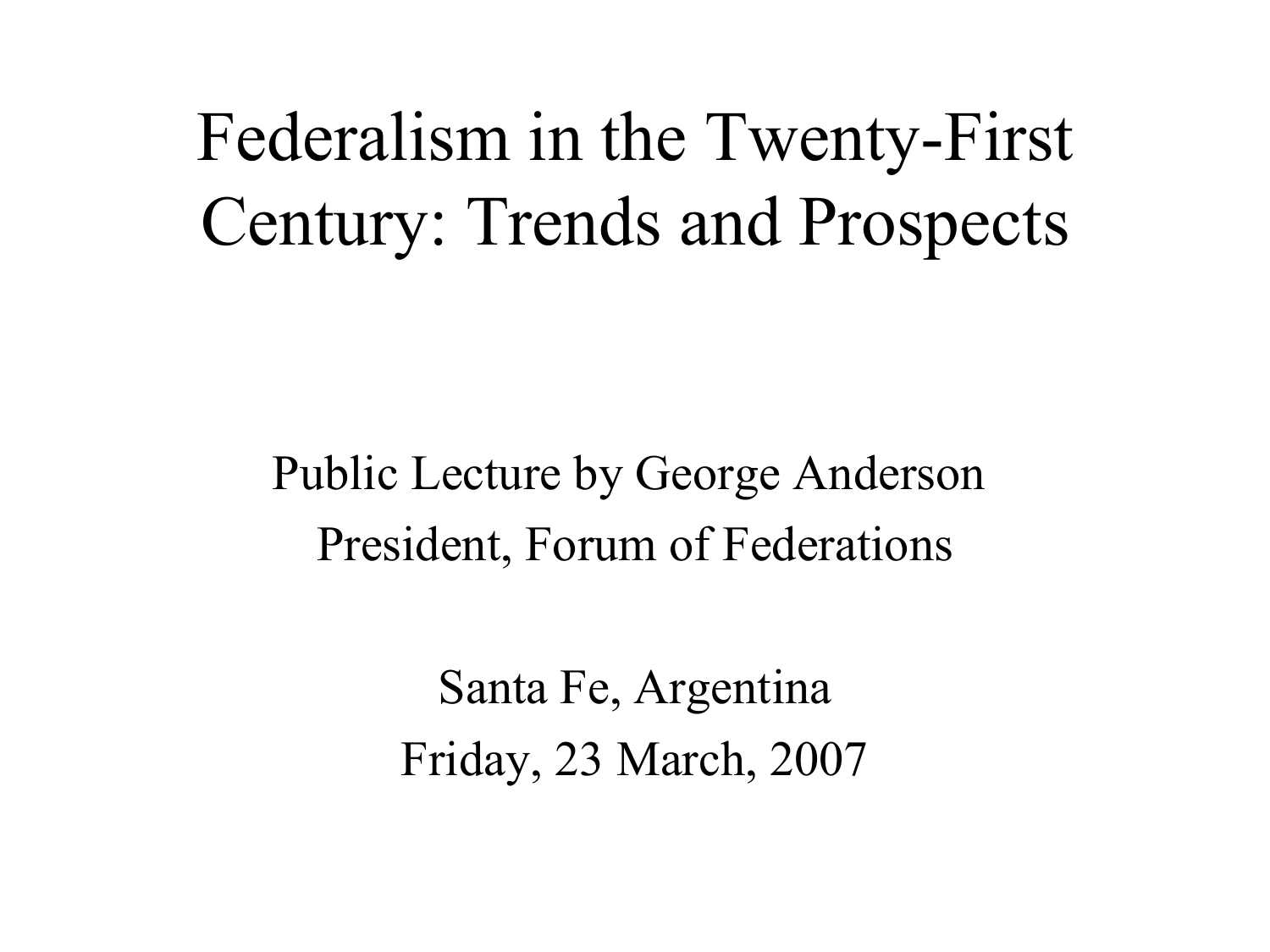# Federalism in the Twenty-First Century: Trends and Prospects

Public Lecture by George Anderson

President, Forum of Federations

Santa Fe, Argentina

Friday, 23 March, 2007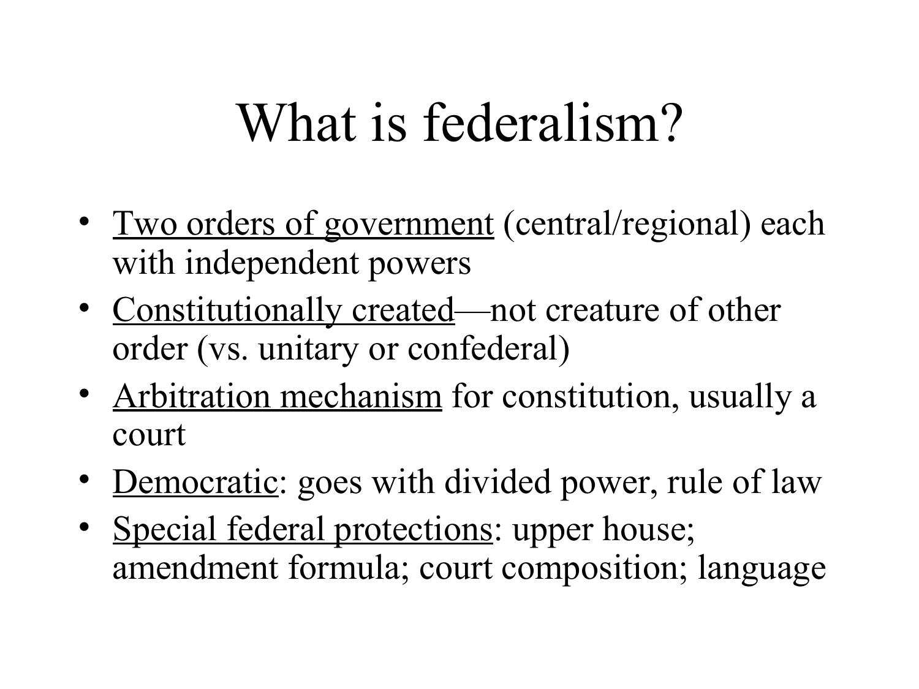# What is federalism?

- Two orders of government (central/regional) each with independent powers
- Constitutionally created—not creature of other order (vs. unitary or confederal)
- Arbitration mechanism for constitution, usually a court
- Democratic: goes with divided power, rule of law
- Special federal protections: upper house; amendment formula; court composition; language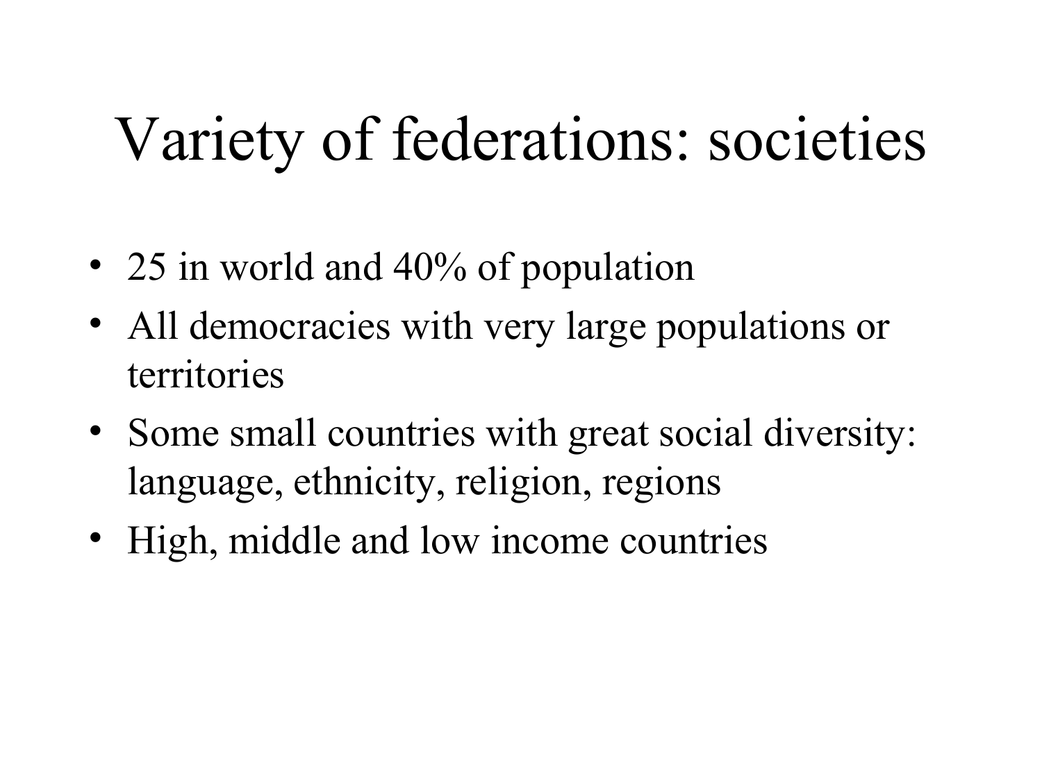# Variety of federations: societies

- 25 in world and 40% of population
- All democracies with very large populations or territories
- Some small countries with great social diversity: language, ethnicity, religion, regions
- High, middle and low income countries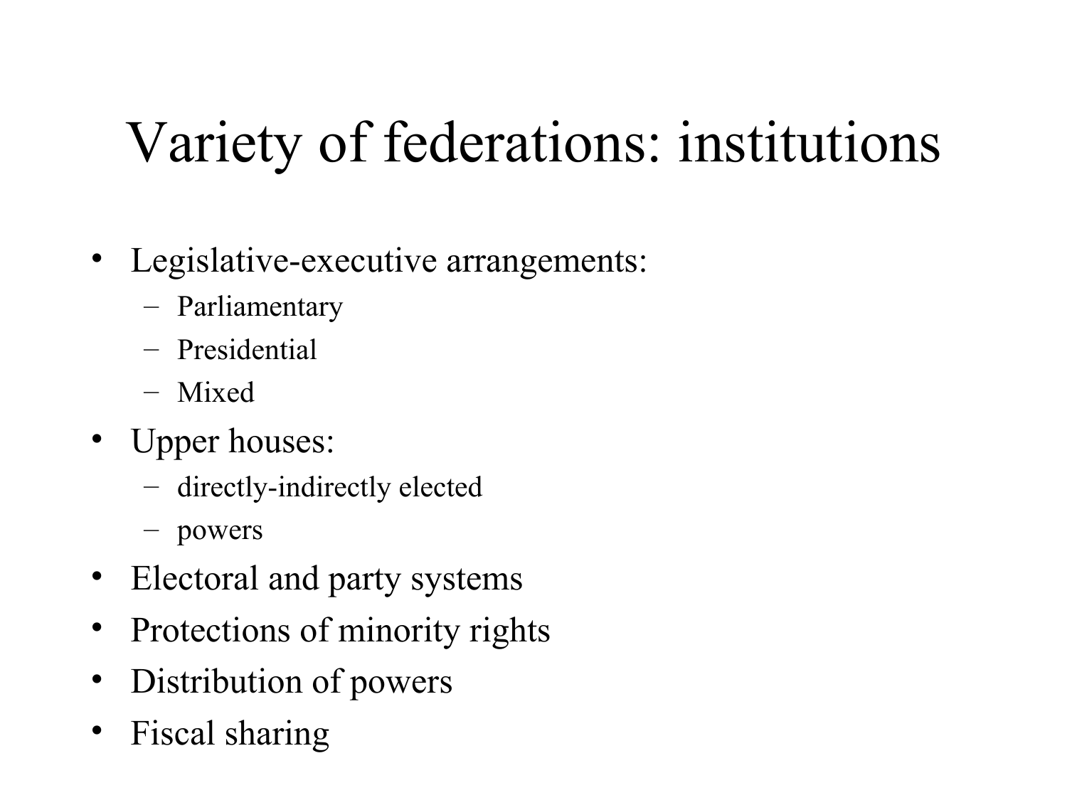# Variety of federations: institutions

- Legislative-executive arrangements:
  - Parliamentary
  - Presidential
  - Mixed
- Upper houses:
  - directly-indirectly elected
  - powers
- Electoral and party systems
- Protections of minority rights
- Distribution of powers
- Fiscal sharing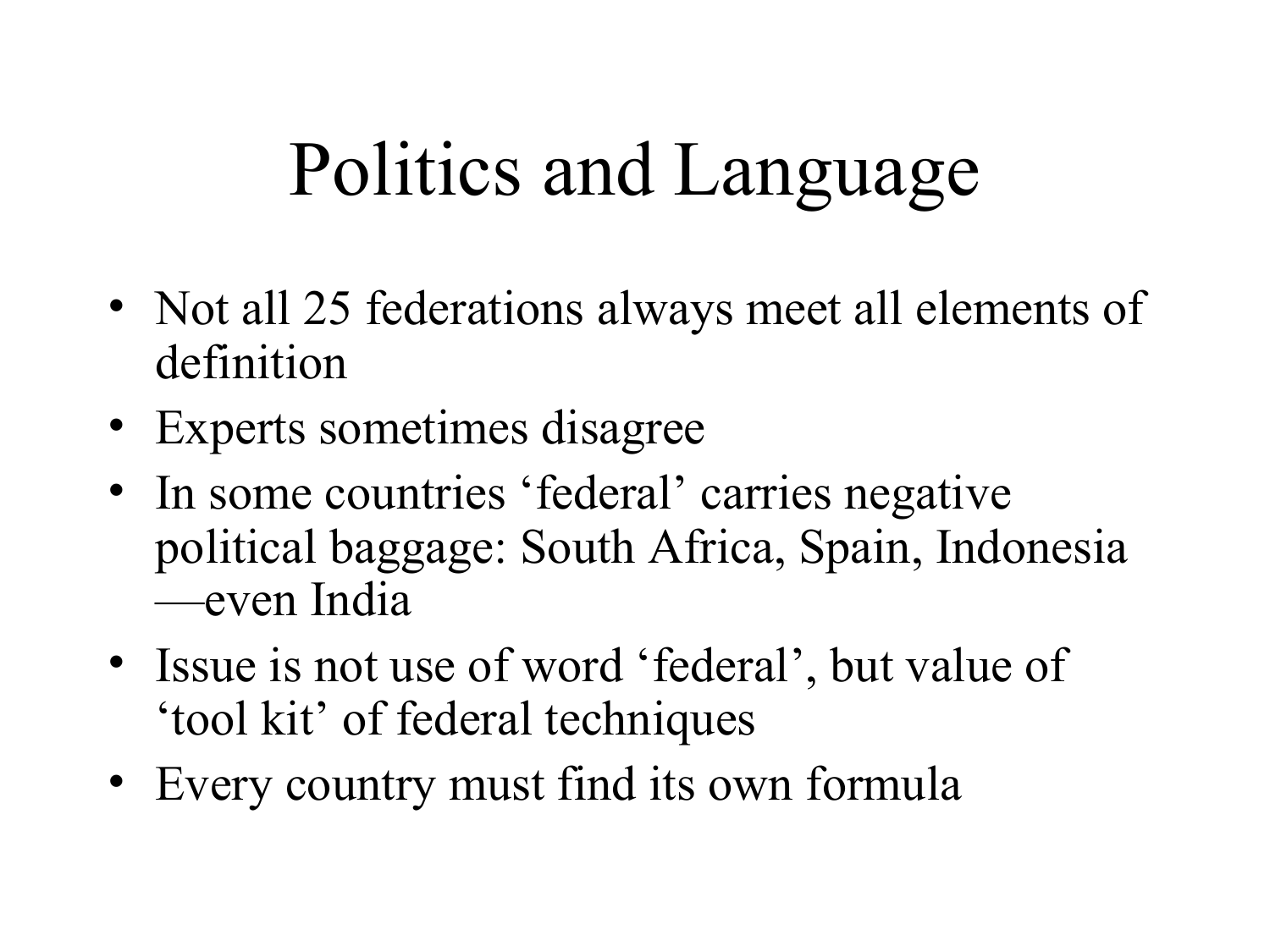# Politics and Language

- Not all 25 federations always meet all elements of definition
- Experts sometimes disagree
- In some countries ‘federal’ carries negative political baggage: South Africa, Spain, Indonesia —even India
- Issue is not use of word ‘federal’, but value of ‘tool kit’ of federal techniques
- Every country must find its own formula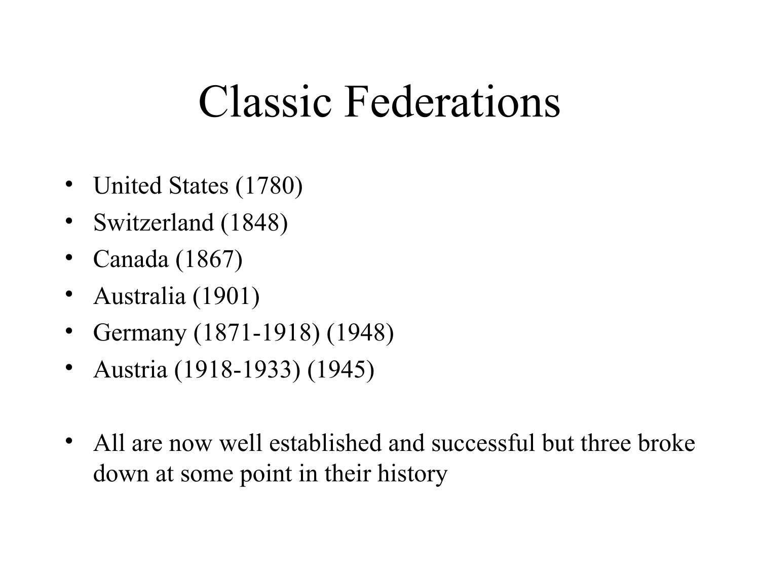# Classic Federations

- United States (1780)
- Switzerland (1848)
- Canada (1867)
- Australia (1901)
- Germany (1871-1918) (1948)
- Austria (1918-1933) (1945)

- All are now well established and successful but three broke down at some point in their history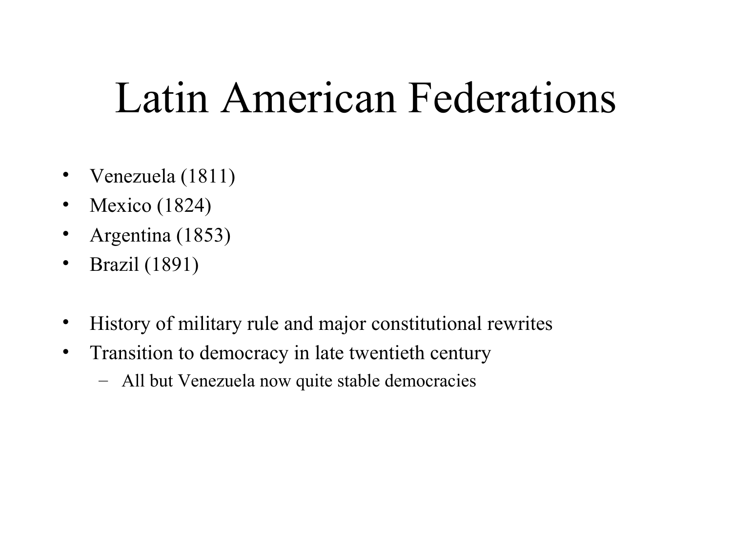# Latin American Federations

- Venezuela (1811)
- Mexico (1824)
- Argentina (1853)
- Brazil (1891)

- History of military rule and major constitutional rewrites
- Transition to democracy in late twentieth century
  - All but Venezuela now quite stable democracies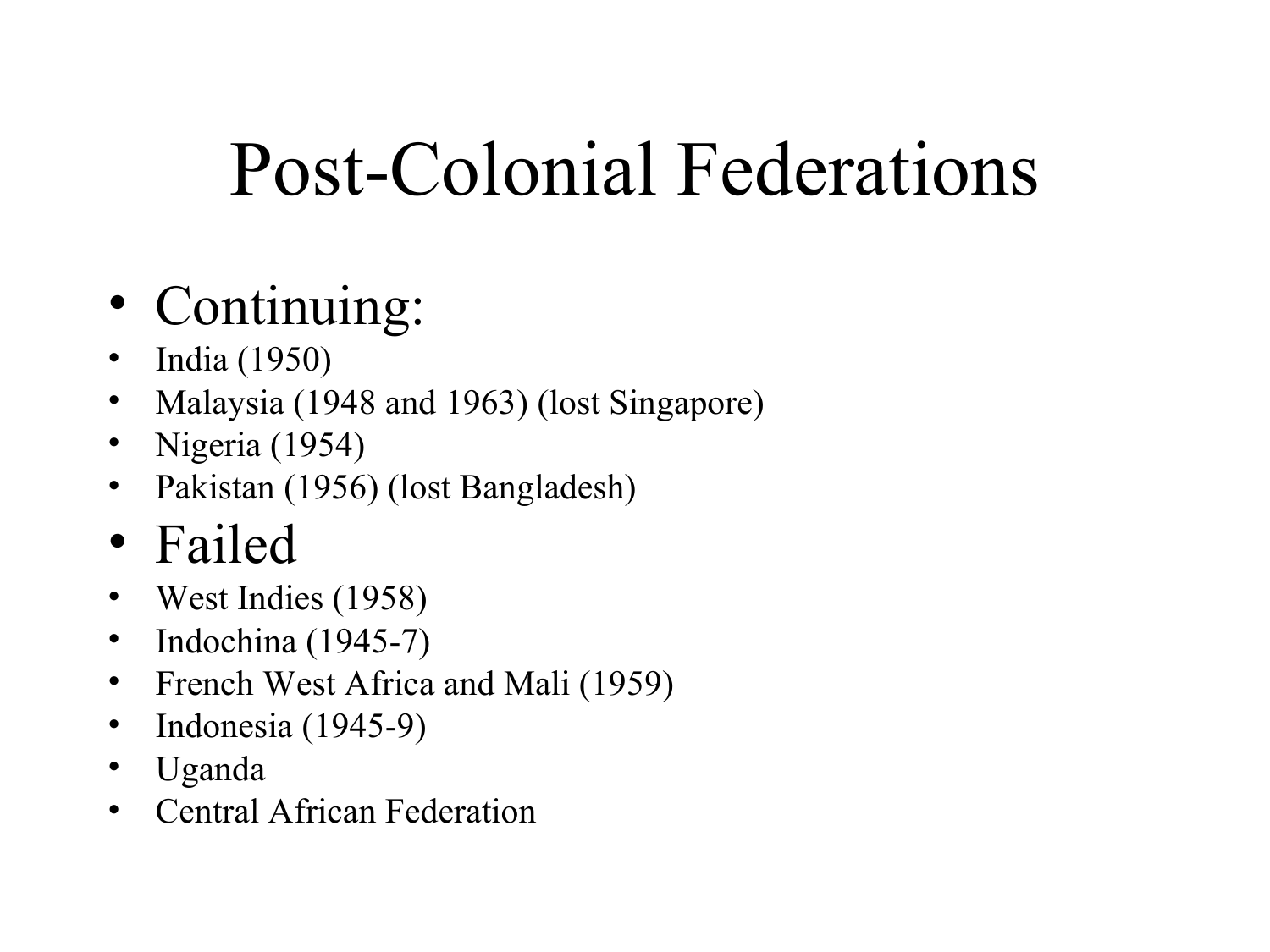# Post-Colonial Federations

- Continuing:
- India (1950)
- Malaysia (1948 and 1963) (lost Singapore)
- Nigeria (1954)
- Pakistan (1956) (lost Bangladesh)
- Failed
- West Indies (1958)
- Indochina (1945-7)
- French West Africa and Mali (1959)
- Indonesia (1945-9)
- Uganda
- Central African Federation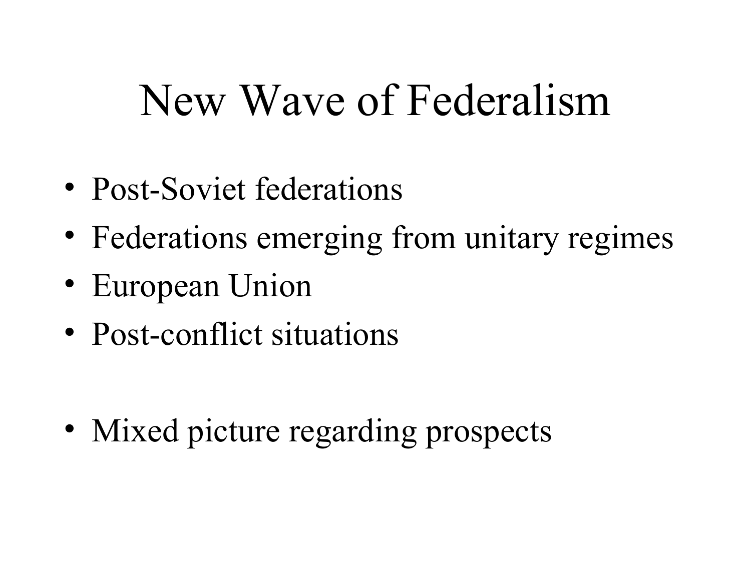# New Wave of Federalism

- Post-Soviet federations
- Federations emerging from unitary regimes
- European Union
- Post-conflict situations

- Mixed picture regarding prospects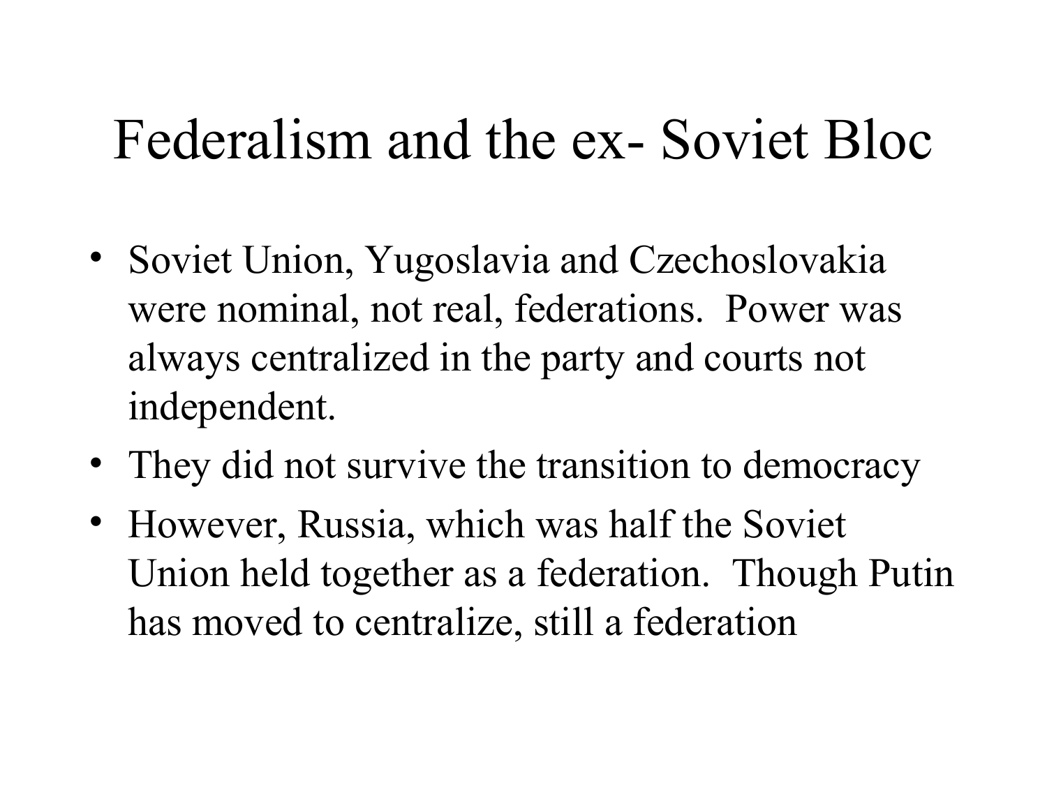# Federalism and the ex- Soviet Bloc

- Soviet Union, Yugoslavia and Czechoslovakia were nominal, not real, federations. Power was always centralized in the party and courts not independent.
- They did not survive the transition to democracy
- However, Russia, which was half the Soviet Union held together as a federation. Though Putin has moved to centralize, still a federation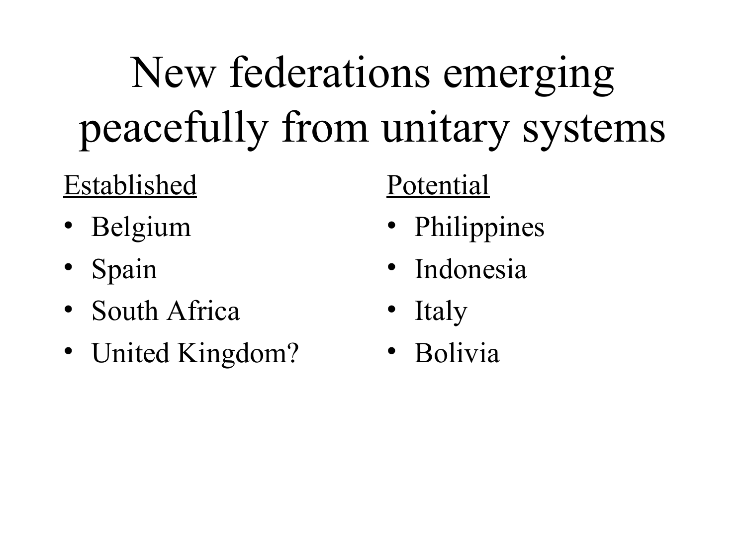# New federations emerging peacefully from unitary systems

Established

- Belgium
- Spain
- South Africa
- United Kingdom?

Potential

- Philippines
- Indonesia
- Italy
- Bolivia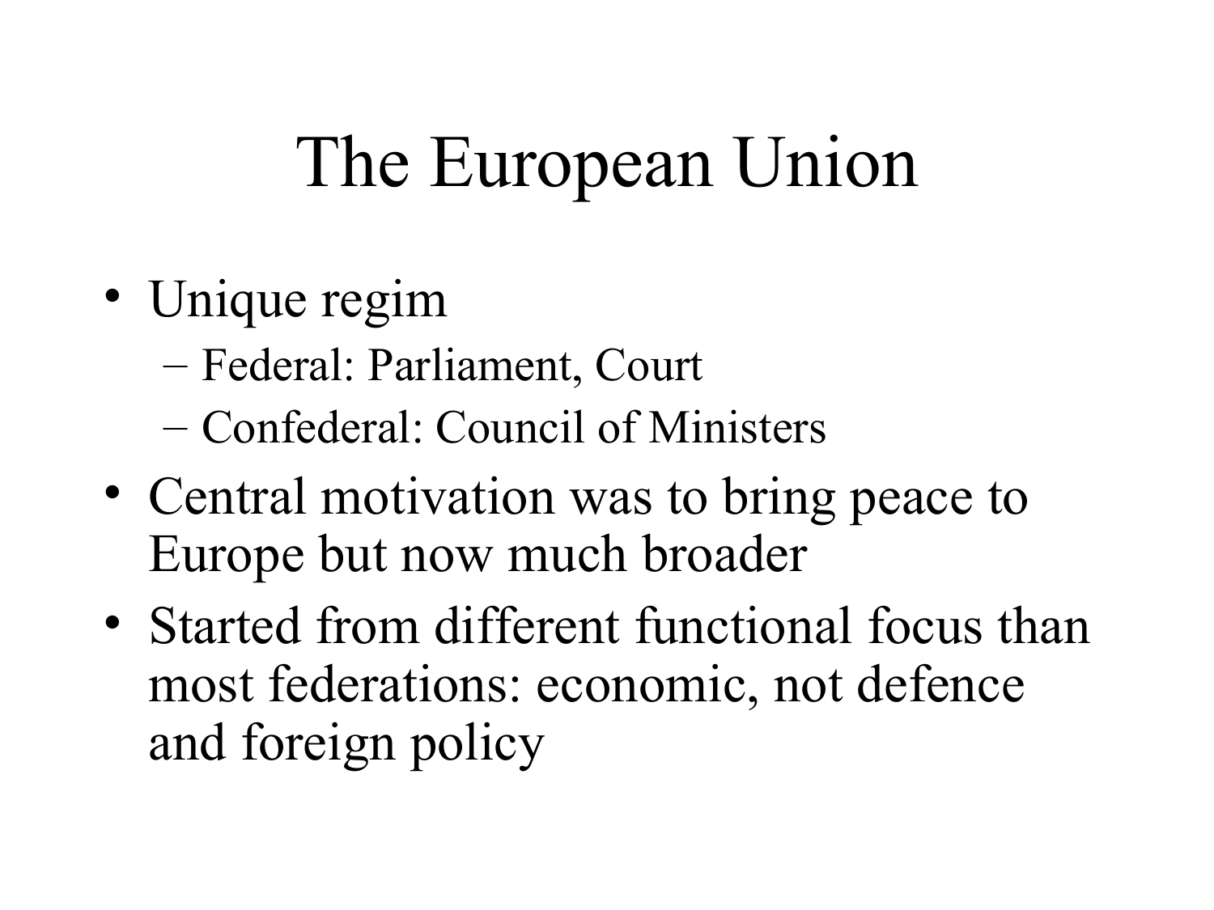# The European Union

- Unique regim
  - Federal: Parliament, Court
  - Confederal: Council of Ministers
- Central motivation was to bring peace to Europe but now much broader
- Started from different functional focus than most federations: economic, not defence and foreign policy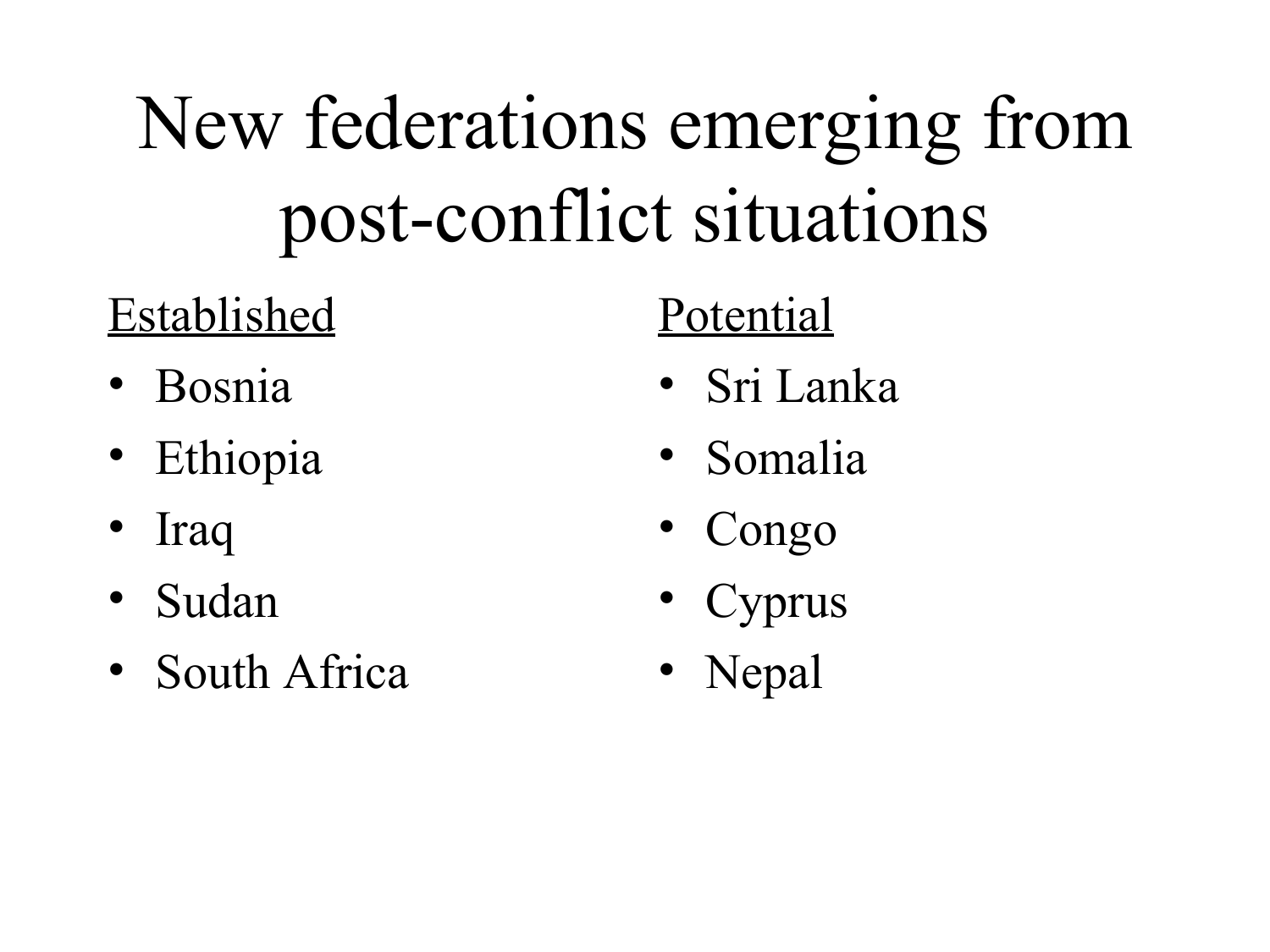# New federations emerging from post-conflict situations

Established

- Bosnia
- Ethiopia
- Iraq
- Sudan
- South Africa

Potential

- Sri Lanka
- Somalia
- Congo
- Cyprus
- Nepal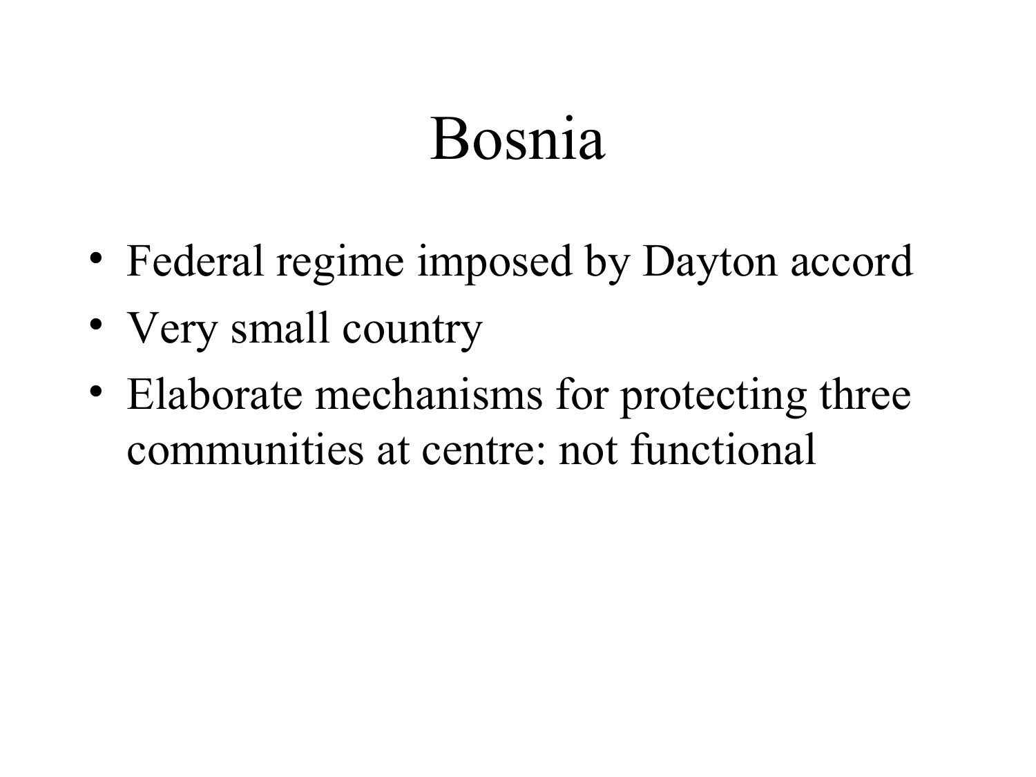# Bosnia

- Federal regime imposed by Dayton accord
- Very small country
- Elaborate mechanisms for protecting three communities at centre: not functional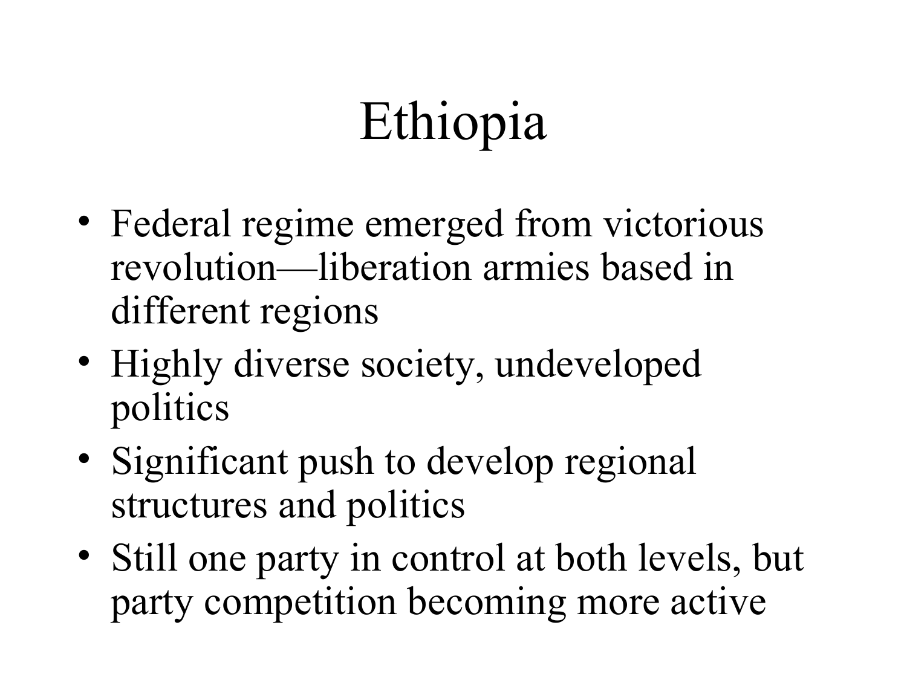# Ethiopia

- Federal regime emerged from victorious revolution—liberation armies based in different regions
- Highly diverse society, undeveloped politics
- Significant push to develop regional structures and politics
- Still one party in control at both levels, but party competition becoming more active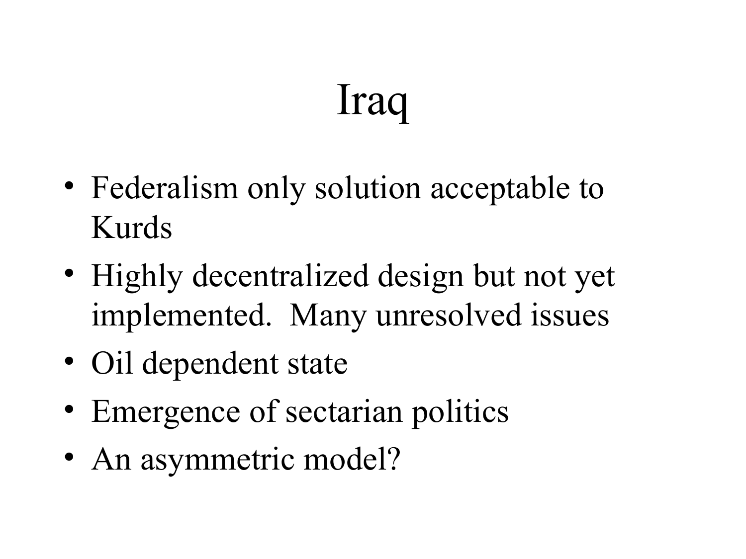# Iraq

- Federalism only solution acceptable to Kurds
- Highly decentralized design but not yet implemented.  Many unresolved issues
- Oil dependent state
- Emergence of sectarian politics
- An asymmetric model?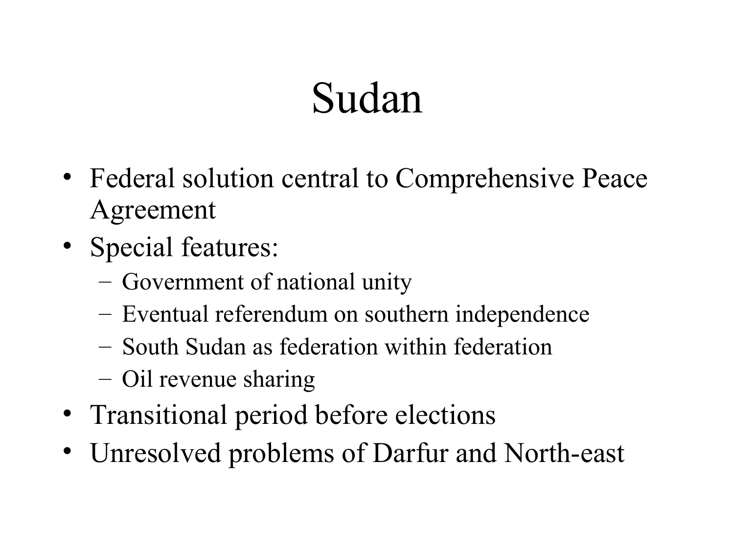# Sudan

- Federal solution central to Comprehensive Peace Agreement
- Special features:
  - Government of national unity
  - Eventual referendum on southern independence
  - South Sudan as federation within federation
  - Oil revenue sharing
- Transitional period before elections
- Unresolved problems of Darfur and North-east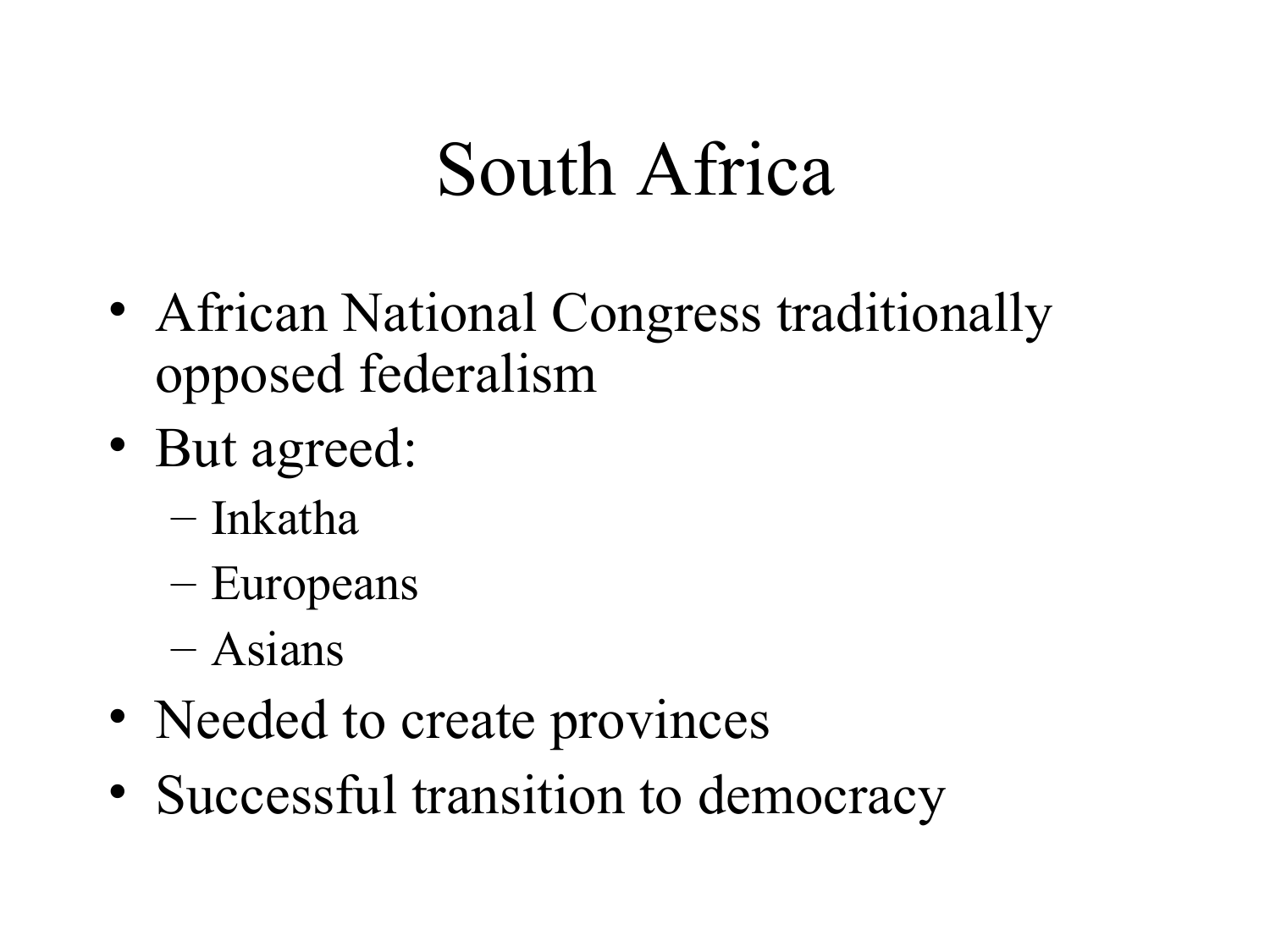# South Africa

- African National Congress traditionally opposed federalism
- But agreed:
  - Inkatha
  - Europeans
  - Asians
- Needed to create provinces
- Successful transition to democracy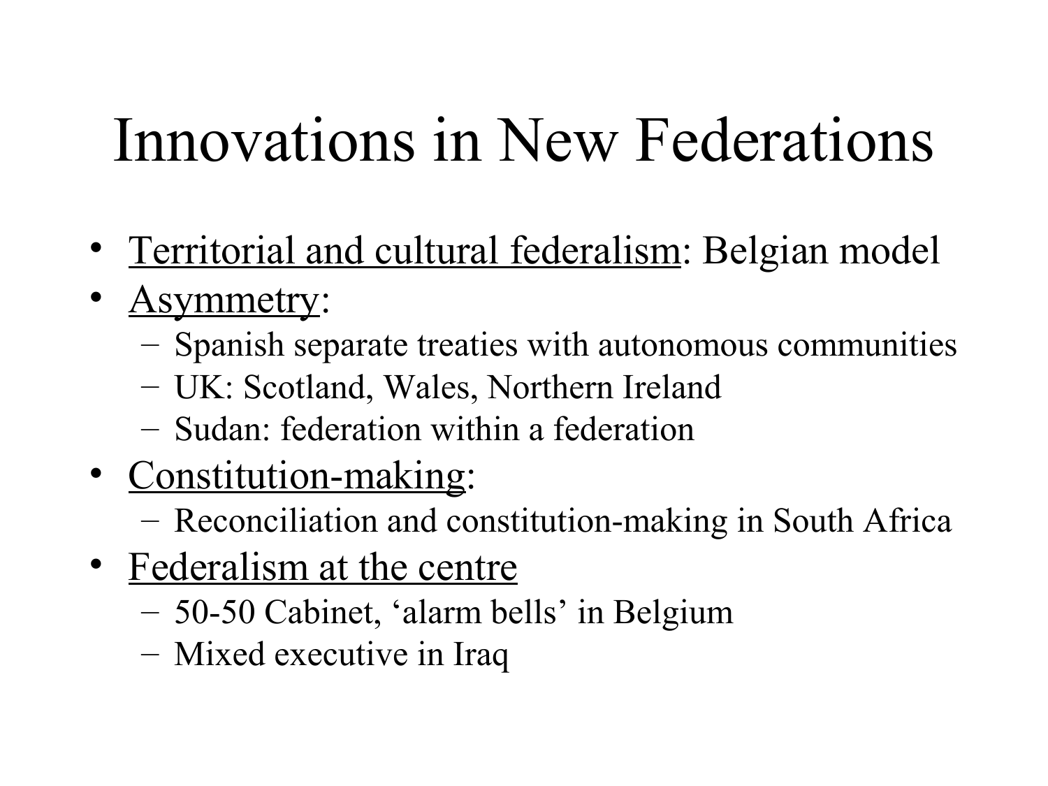# Innovations in New Federations

- Territorial and cultural federalism: Belgian model
- Asymmetry:
  - Spanish separate treaties with autonomous communities
  - UK: Scotland, Wales, Northern Ireland
  - Sudan: federation within a federation
- Constitution-making:
  - Reconciliation and constitution-making in South Africa
- Federalism at the centre
  - 50-50 Cabinet, ‘alarm bells’ in Belgium
  - Mixed executive in Iraq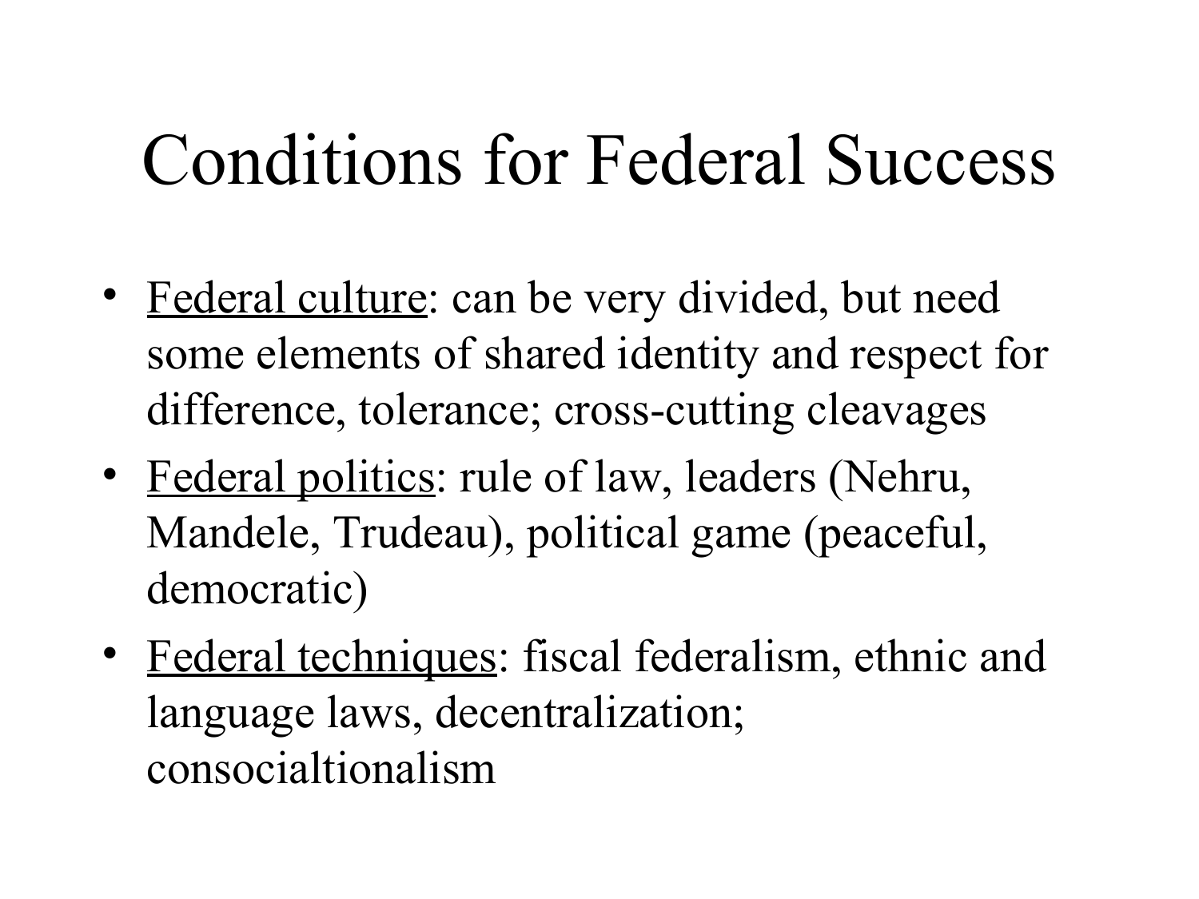# Conditions for Federal Success

- Federal culture: can be very divided, but need some elements of shared identity and respect for difference, tolerance; cross-cutting cleavages
- Federal politics: rule of law, leaders (Nehru, Mandele, Trudeau), political game (peaceful, democratic)
- Federal techniques: fiscal federalism, ethnic and language laws, decentralization; consocialtionalism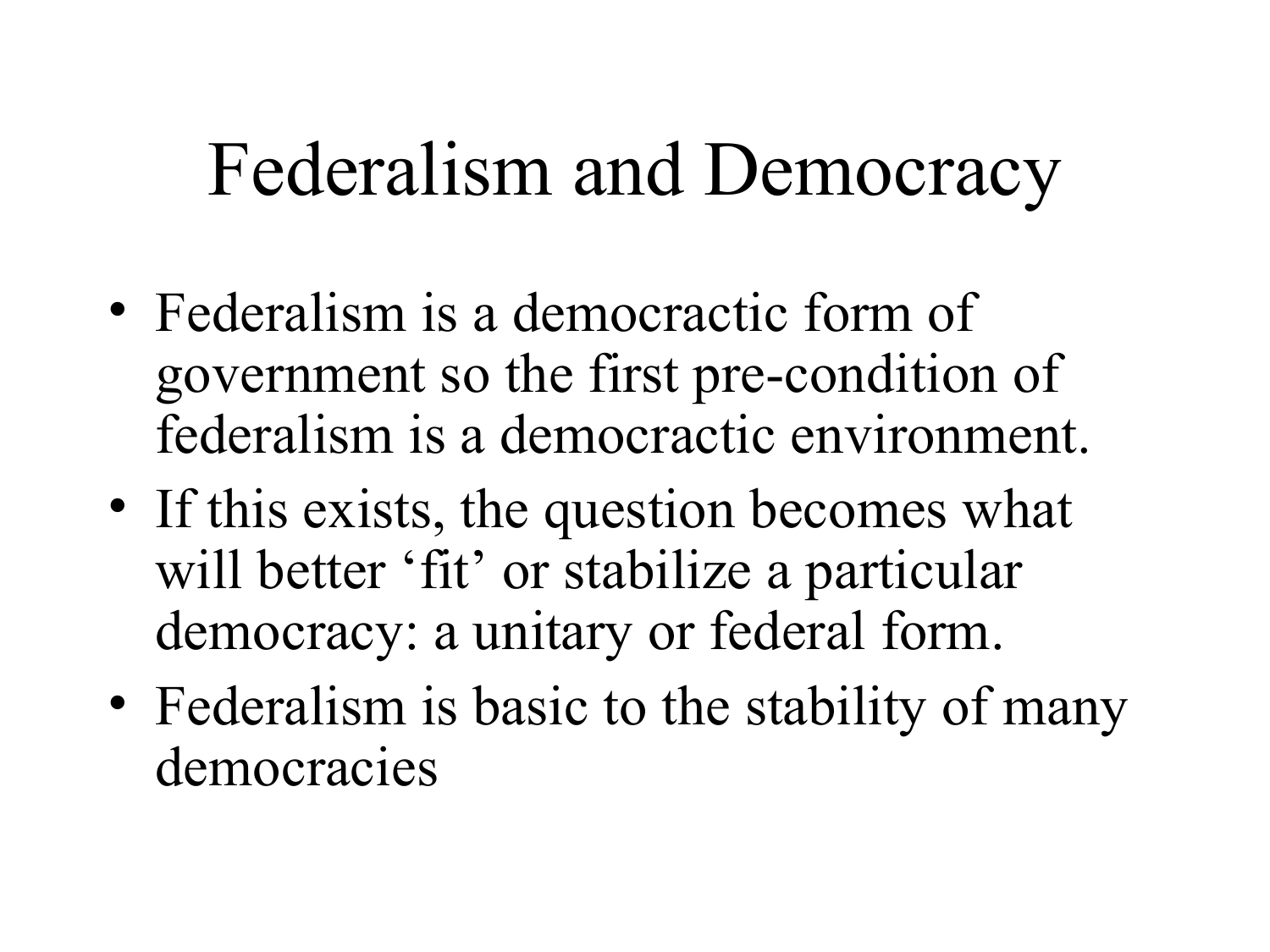# Federalism and Democracy

- Federalism is a democractic form of government so the first pre-condition of federalism is a democractic environment.
- If this exists, the question becomes what will better ‘fit’ or stabilize a particular democracy: a unitary or federal form.
- Federalism is basic to the stability of many democracies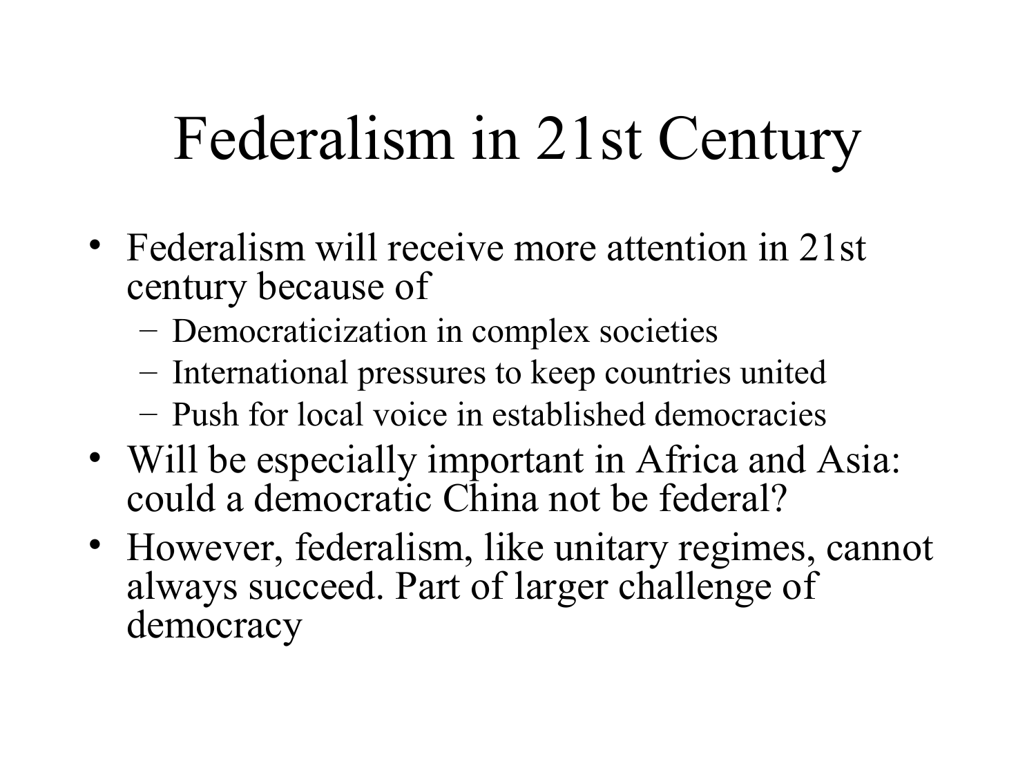# Federalism in 21st Century

- Federalism will receive more attention in 21st century because of
  - Democraticization in complex societies
  - International pressures to keep countries united
  - Push for local voice in established democracies
- Will be especially important in Africa and Asia: could a democratic China not be federal?
- However, federalism, like unitary regimes, cannot always succeed. Part of larger challenge of democracy